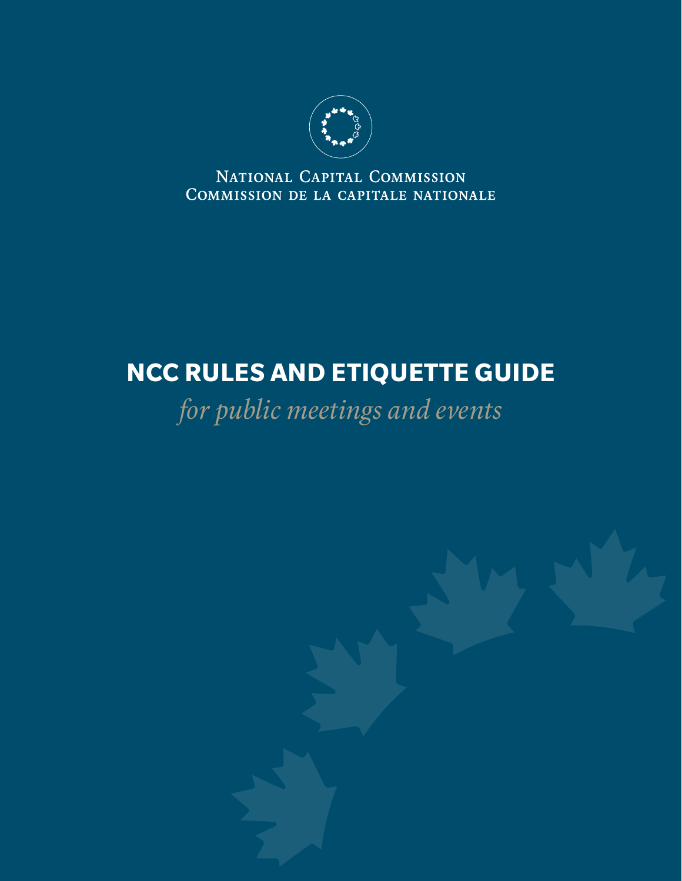National Capital Commission
Commission de la capitale nationale

# NCC RULES AND ETIQUETTE GUIDE

*for public meetings and events*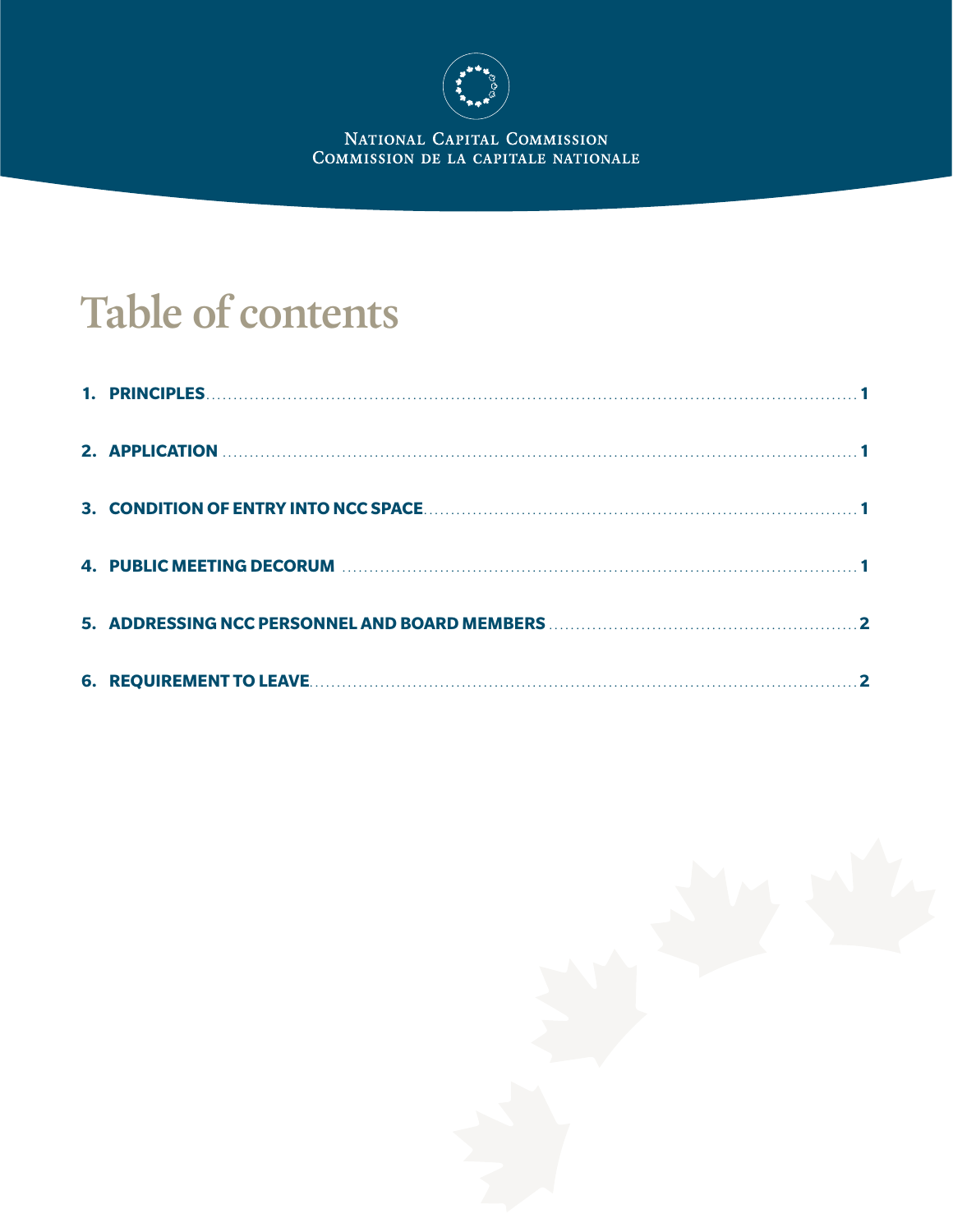National Capital Commission
Commission de la capitale nationale

# Table of contents

1. PRINCIPLES ........ 1
2. APPLICATION ........ 1
3. CONDITION OF ENTRY INTO NCC SPACE ........ 1
4. PUBLIC MEETING DECORUM ........ 1
5. ADDRESSING NCC PERSONNEL AND BOARD MEMBERS ........ 2
6. REQUIREMENT TO LEAVE ........ 2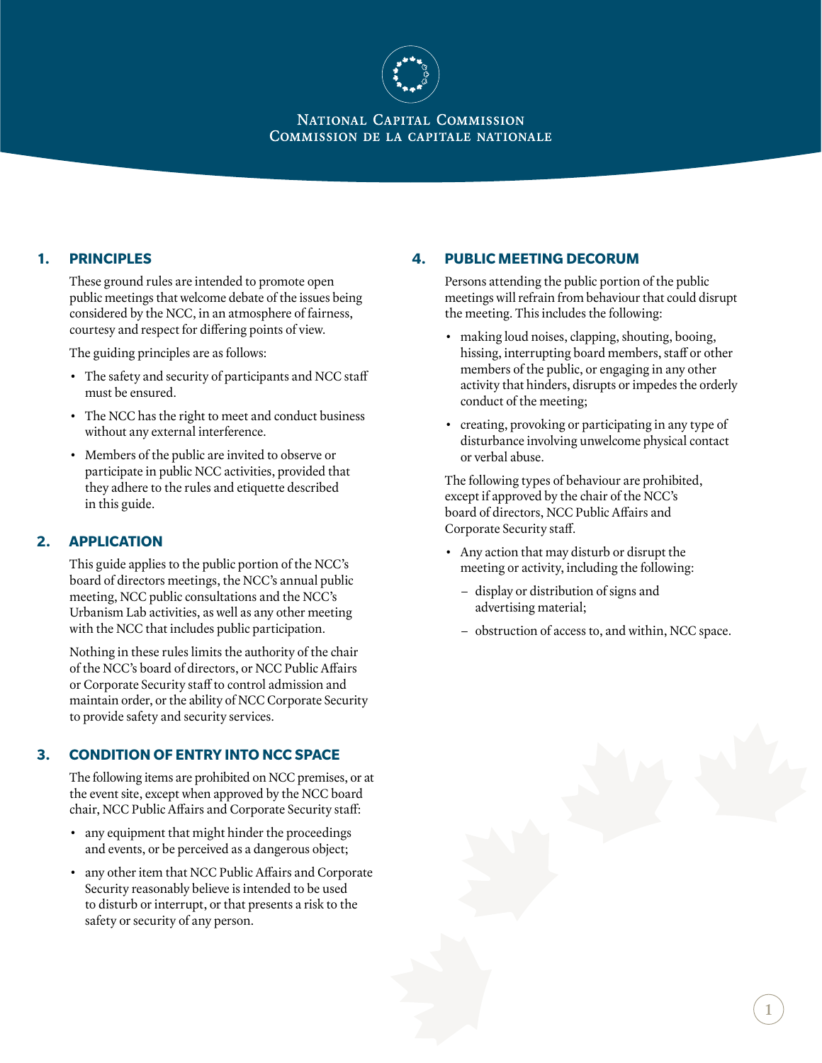National Capital Commission
Commission de la capitale nationale

## 1. PRINCIPLES

These ground rules are intended to promote open public meetings that welcome debate of the issues being considered by the NCC, in an atmosphere of fairness, courtesy and respect for differing points of view.

The guiding principles are as follows:

- The safety and security of participants and NCC staff must be ensured.
- The NCC has the right to meet and conduct business without any external interference.
- Members of the public are invited to observe or participate in public NCC activities, provided that they adhere to the rules and etiquette described in this guide.

## 2. APPLICATION

This guide applies to the public portion of the NCC's board of directors meetings, the NCC's annual public meeting, NCC public consultations and the NCC's Urbanism Lab activities, as well as any other meeting with the NCC that includes public participation.

Nothing in these rules limits the authority of the chair of the NCC's board of directors, or NCC Public Affairs or Corporate Security staff to control admission and maintain order, or the ability of NCC Corporate Security to provide safety and security services.

## 3. CONDITION OF ENTRY INTO NCC SPACE

The following items are prohibited on NCC premises, or at the event site, except when approved by the NCC board chair, NCC Public Affairs and Corporate Security staff:

- any equipment that might hinder the proceedings and events, or be perceived as a dangerous object;
- any other item that NCC Public Affairs and Corporate Security reasonably believe is intended to be used to disturb or interrupt, or that presents a risk to the safety or security of any person.

## 4. PUBLIC MEETING DECORUM

Persons attending the public portion of the public meetings will refrain from behaviour that could disrupt the meeting. This includes the following:

- making loud noises, clapping, shouting, booing, hissing, interrupting board members, staff or other members of the public, or engaging in any other activity that hinders, disrupts or impedes the orderly conduct of the meeting;
- creating, provoking or participating in any type of disturbance involving unwelcome physical contact or verbal abuse.

The following types of behaviour are prohibited, except if approved by the chair of the NCC's board of directors, NCC Public Affairs and Corporate Security staff.

- Any action that may disturb or disrupt the meeting or activity, including the following:
  - display or distribution of signs and advertising material;
  - obstruction of access to, and within, NCC space.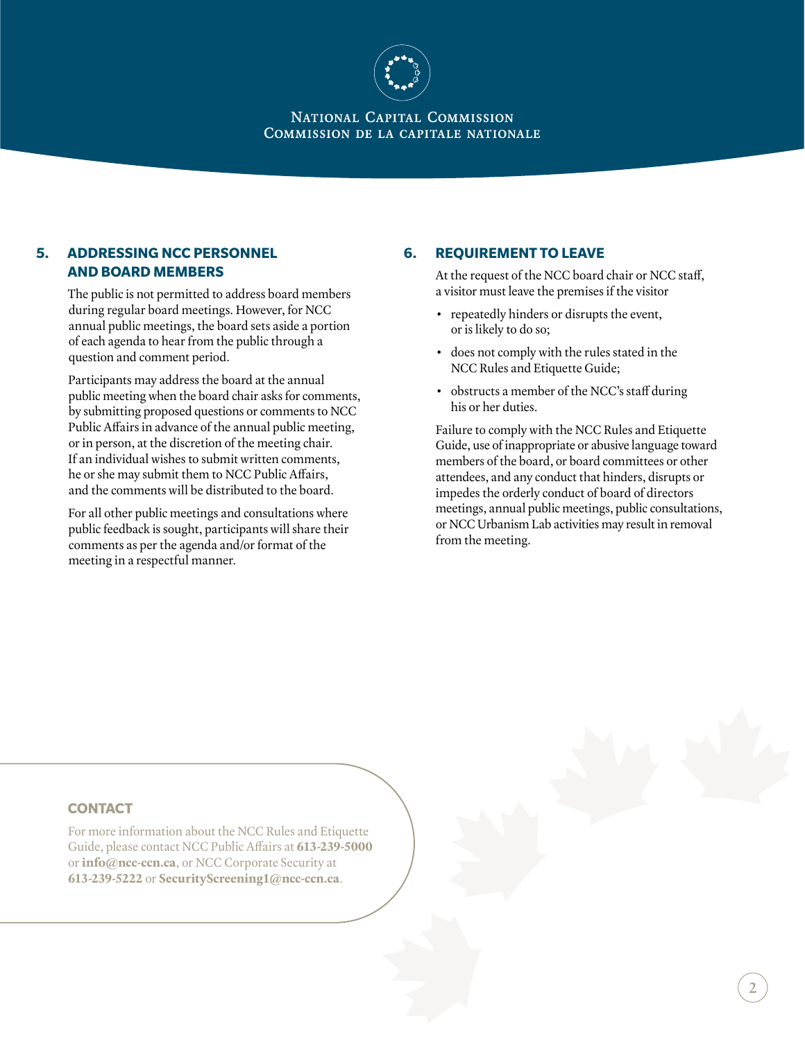## 5. ADDRESSING NCC PERSONNEL AND BOARD MEMBERS

The public is not permitted to address board members during regular board meetings. However, for NCC annual public meetings, the board sets aside a portion of each agenda to hear from the public through a question and comment period.

Participants may address the board at the annual public meeting when the board chair asks for comments, by submitting proposed questions or comments to NCC Public Affairs in advance of the annual public meeting, or in person, at the discretion of the meeting chair. If an individual wishes to submit written comments, he or she may submit them to NCC Public Affairs, and the comments will be distributed to the board.

For all other public meetings and consultations where public feedback is sought, participants will share their comments as per the agenda and/or format of the meeting in a respectful manner.

## 6. REQUIREMENT TO LEAVE

At the request of the NCC board chair or NCC staff, a visitor must leave the premises if the visitor

- repeatedly hinders or disrupts the event, or is likely to do so;
- does not comply with the rules stated in the NCC Rules and Etiquette Guide;
- obstructs a member of the NCC's staff during his or her duties.

Failure to comply with the NCC Rules and Etiquette Guide, use of inappropriate or abusive language toward members of the board, or board committees or other attendees, and any conduct that hinders, disrupts or impedes the orderly conduct of board of directors meetings, annual public meetings, public consultations, or NCC Urbanism Lab activities may result in removal from the meeting.

### CONTACT

For more information about the NCC Rules and Etiquette Guide, please contact NCC Public Affairs at **613-239-5000** or **info@ncc-ccn.ca**, or NCC Corporate Security at **613-239-5222** or **SecurityScreening1@ncc-ccn.ca**.